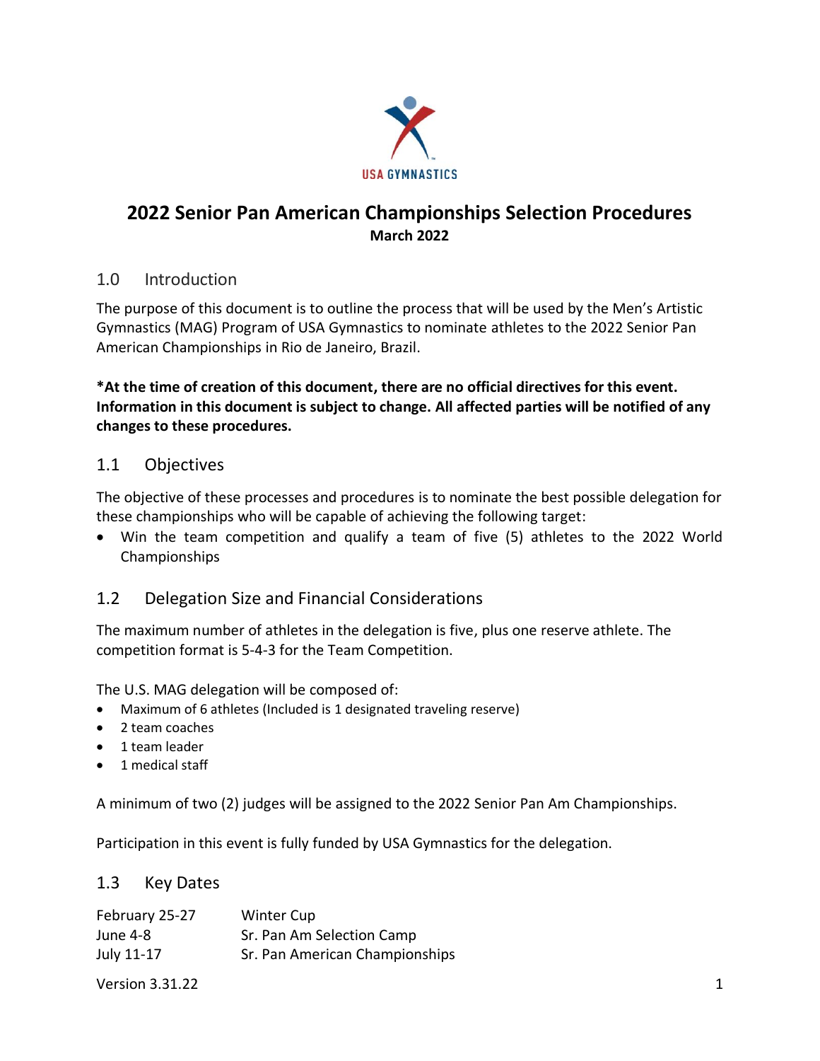# 2022 Senior Pan American Championships Selection Procedures

**March 2022**

## 1.0 Introduction

The purpose of this document is to outline the process that will be used by the Men's Artistic Gymnastics (MAG) Program of USA Gymnastics to nominate athletes to the 2022 Senior Pan American Championships in Rio de Janeiro, Brazil.

***At the time of creation of this document, there are no official directives for this event. Information in this document is subject to change. All affected parties will be notified of any changes to these procedures.**

## 1.1 Objectives

The objective of these processes and procedures is to nominate the best possible delegation for these championships who will be capable of achieving the following target:

- Win the team competition and qualify a team of five (5) athletes to the 2022 World Championships

## 1.2 Delegation Size and Financial Considerations

The maximum number of athletes in the delegation is five, plus one reserve athlete. The competition format is 5-4-3 for the Team Competition.

The U.S. MAG delegation will be composed of:

- Maximum of 6 athletes (Included is 1 designated traveling reserve)
- 2 team coaches
- 1 team leader
- 1 medical staff

A minimum of two (2) judges will be assigned to the 2022 Senior Pan Am Championships.

Participation in this event is fully funded by USA Gymnastics for the delegation.

## 1.3 Key Dates

| | |
|---|---|
| February 25-27 | Winter Cup |
| June 4-8 | Sr. Pan Am Selection Camp |
| July 11-17 | Sr. Pan American Championships |

Version 3.31.22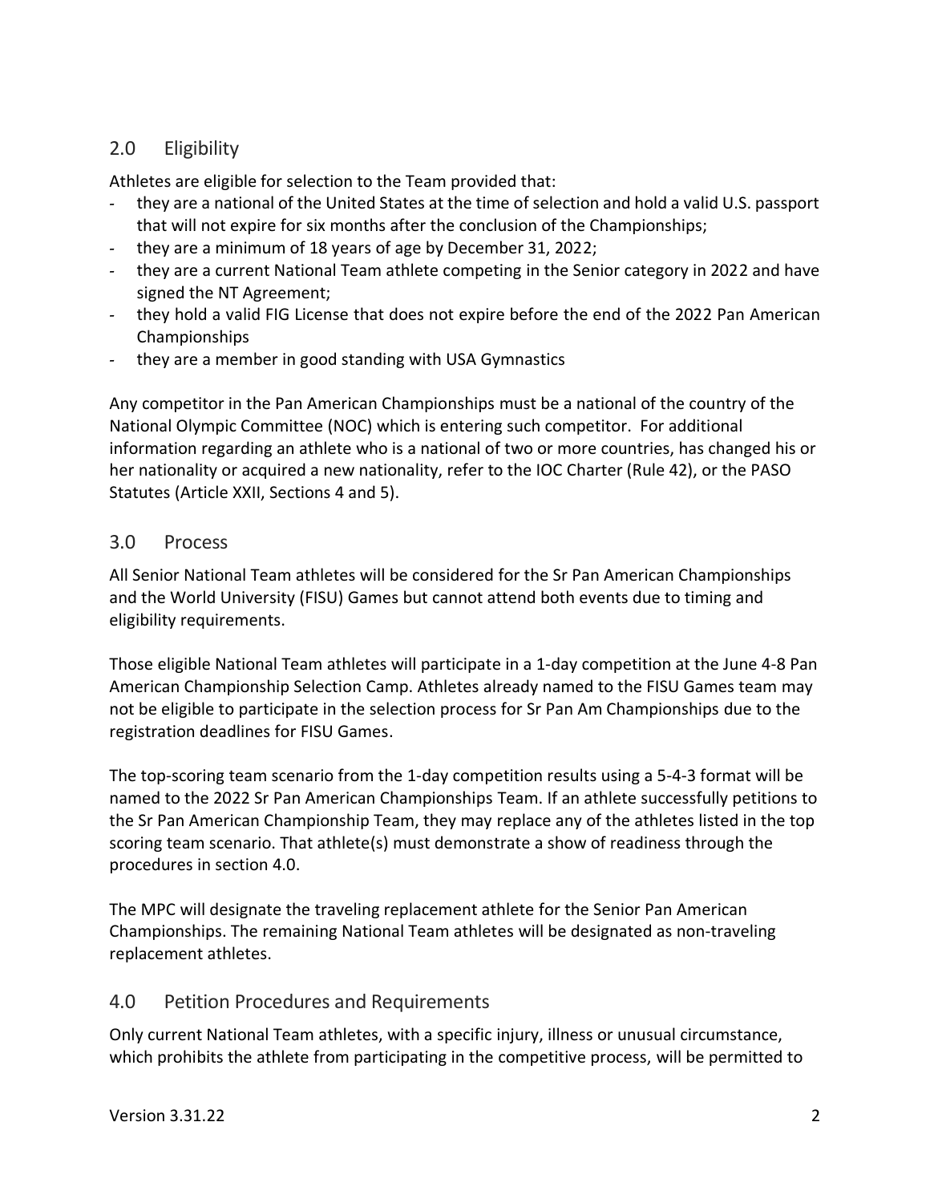## 2.0 Eligibility

Athletes are eligible for selection to the Team provided that:

- they are a national of the United States at the time of selection and hold a valid U.S. passport that will not expire for six months after the conclusion of the Championships;
- they are a minimum of 18 years of age by December 31, 2022;
- they are a current National Team athlete competing in the Senior category in 2022 and have signed the NT Agreement;
- they hold a valid FIG License that does not expire before the end of the 2022 Pan American Championships
- they are a member in good standing with USA Gymnastics

Any competitor in the Pan American Championships must be a national of the country of the National Olympic Committee (NOC) which is entering such competitor. For additional information regarding an athlete who is a national of two or more countries, has changed his or her nationality or acquired a new nationality, refer to the IOC Charter (Rule 42), or the PASO Statutes (Article XXII, Sections 4 and 5).

## 3.0 Process

All Senior National Team athletes will be considered for the Sr Pan American Championships and the World University (FISU) Games but cannot attend both events due to timing and eligibility requirements.

Those eligible National Team athletes will participate in a 1-day competition at the June 4-8 Pan American Championship Selection Camp. Athletes already named to the FISU Games team may not be eligible to participate in the selection process for Sr Pan Am Championships due to the registration deadlines for FISU Games.

The top-scoring team scenario from the 1-day competition results using a 5-4-3 format will be named to the 2022 Sr Pan American Championships Team. If an athlete successfully petitions to the Sr Pan American Championship Team, they may replace any of the athletes listed in the top scoring team scenario. That athlete(s) must demonstrate a show of readiness through the procedures in section 4.0.

The MPC will designate the traveling replacement athlete for the Senior Pan American Championships. The remaining National Team athletes will be designated as non-traveling replacement athletes.

## 4.0 Petition Procedures and Requirements

Only current National Team athletes, with a specific injury, illness or unusual circumstance, which prohibits the athlete from participating in the competitive process, will be permitted to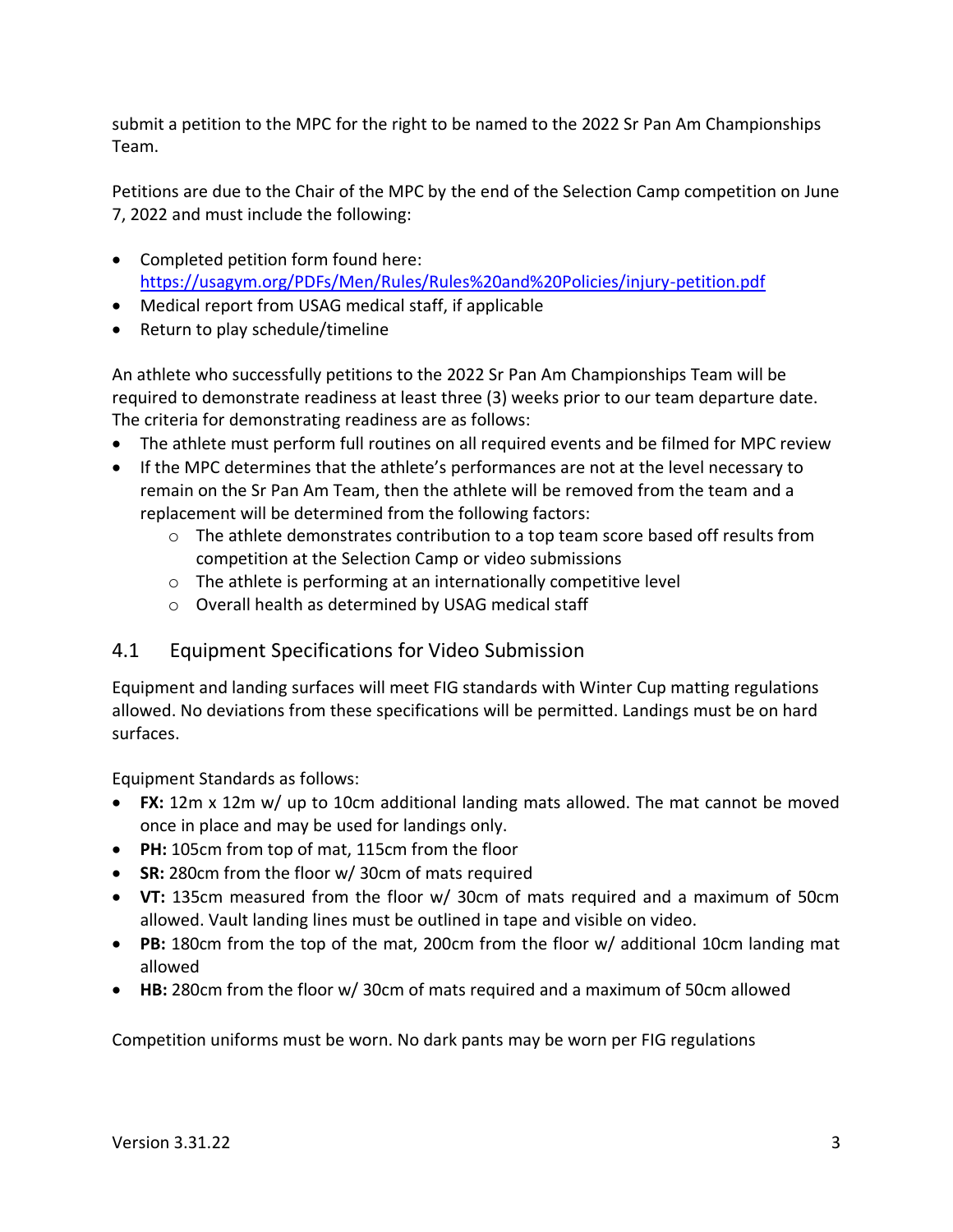submit a petition to the MPC for the right to be named to the 2022 Sr Pan Am Championships Team.

Petitions are due to the Chair of the MPC by the end of the Selection Camp competition on June 7, 2022 and must include the following:

- Completed petition form found here: https://usagym.org/PDFs/Men/Rules/Rules%20and%20Policies/injury-petition.pdf
- Medical report from USAG medical staff, if applicable
- Return to play schedule/timeline

An athlete who successfully petitions to the 2022 Sr Pan Am Championships Team will be required to demonstrate readiness at least three (3) weeks prior to our team departure date. The criteria for demonstrating readiness are as follows:

- The athlete must perform full routines on all required events and be filmed for MPC review
- If the MPC determines that the athlete's performances are not at the level necessary to remain on the Sr Pan Am Team, then the athlete will be removed from the team and a replacement will be determined from the following factors:
  - The athlete demonstrates contribution to a top team score based off results from competition at the Selection Camp or video submissions
  - The athlete is performing at an internationally competitive level
  - Overall health as determined by USAG medical staff

## 4.1 Equipment Specifications for Video Submission

Equipment and landing surfaces will meet FIG standards with Winter Cup matting regulations allowed. No deviations from these specifications will be permitted. Landings must be on hard surfaces.

Equipment Standards as follows:

- **FX:** 12m x 12m w/ up to 10cm additional landing mats allowed. The mat cannot be moved once in place and may be used for landings only.
- **PH:** 105cm from top of mat, 115cm from the floor
- **SR:** 280cm from the floor w/ 30cm of mats required
- **VT:** 135cm measured from the floor w/ 30cm of mats required and a maximum of 50cm allowed. Vault landing lines must be outlined in tape and visible on video.
- **PB:** 180cm from the top of the mat, 200cm from the floor w/ additional 10cm landing mat allowed
- **HB:** 280cm from the floor w/ 30cm of mats required and a maximum of 50cm allowed

Competition uniforms must be worn. No dark pants may be worn per FIG regulations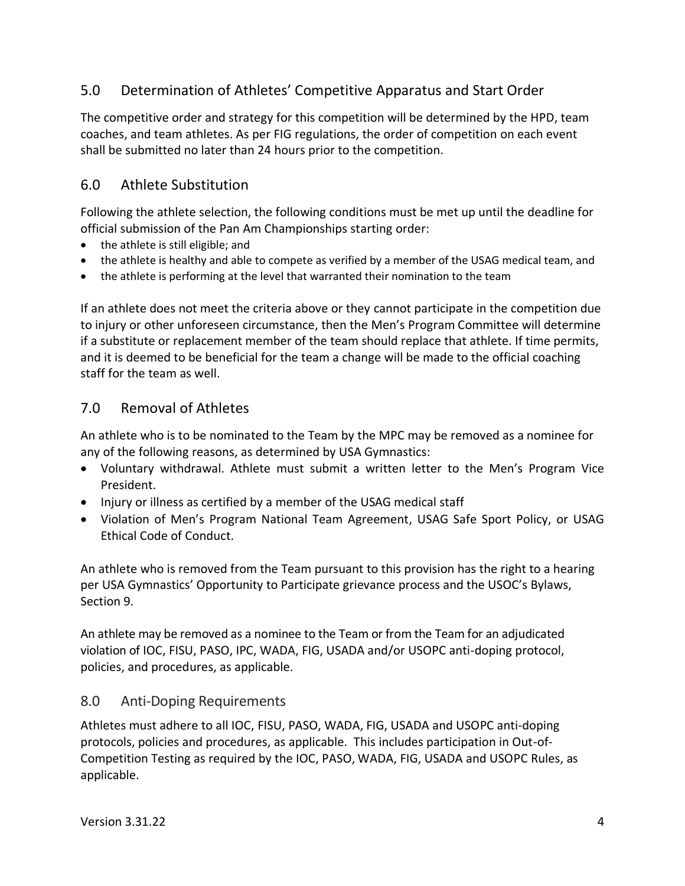## 5.0 Determination of Athletes' Competitive Apparatus and Start Order

The competitive order and strategy for this competition will be determined by the HPD, team coaches, and team athletes. As per FIG regulations, the order of competition on each event shall be submitted no later than 24 hours prior to the competition.

## 6.0 Athlete Substitution

Following the athlete selection, the following conditions must be met up until the deadline for official submission of the Pan Am Championships starting order:

- the athlete is still eligible; and
- the athlete is healthy and able to compete as verified by a member of the USAG medical team, and
- the athlete is performing at the level that warranted their nomination to the team

If an athlete does not meet the criteria above or they cannot participate in the competition due to injury or other unforeseen circumstance, then the Men's Program Committee will determine if a substitute or replacement member of the team should replace that athlete. If time permits, and it is deemed to be beneficial for the team a change will be made to the official coaching staff for the team as well.

## 7.0 Removal of Athletes

An athlete who is to be nominated to the Team by the MPC may be removed as a nominee for any of the following reasons, as determined by USA Gymnastics:

- Voluntary withdrawal. Athlete must submit a written letter to the Men's Program Vice President.
- Injury or illness as certified by a member of the USAG medical staff
- Violation of Men's Program National Team Agreement, USAG Safe Sport Policy, or USAG Ethical Code of Conduct.

An athlete who is removed from the Team pursuant to this provision has the right to a hearing per USA Gymnastics' Opportunity to Participate grievance process and the USOC's Bylaws, Section 9.

An athlete may be removed as a nominee to the Team or from the Team for an adjudicated violation of IOC, FISU, PASO, IPC, WADA, FIG, USADA and/or USOPC anti-doping protocol, policies, and procedures, as applicable.

## 8.0 Anti-Doping Requirements

Athletes must adhere to all IOC, FISU, PASO, WADA, FIG, USADA and USOPC anti-doping protocols, policies and procedures, as applicable. This includes participation in Out-of-Competition Testing as required by the IOC, PASO, WADA, FIG, USADA and USOPC Rules, as applicable.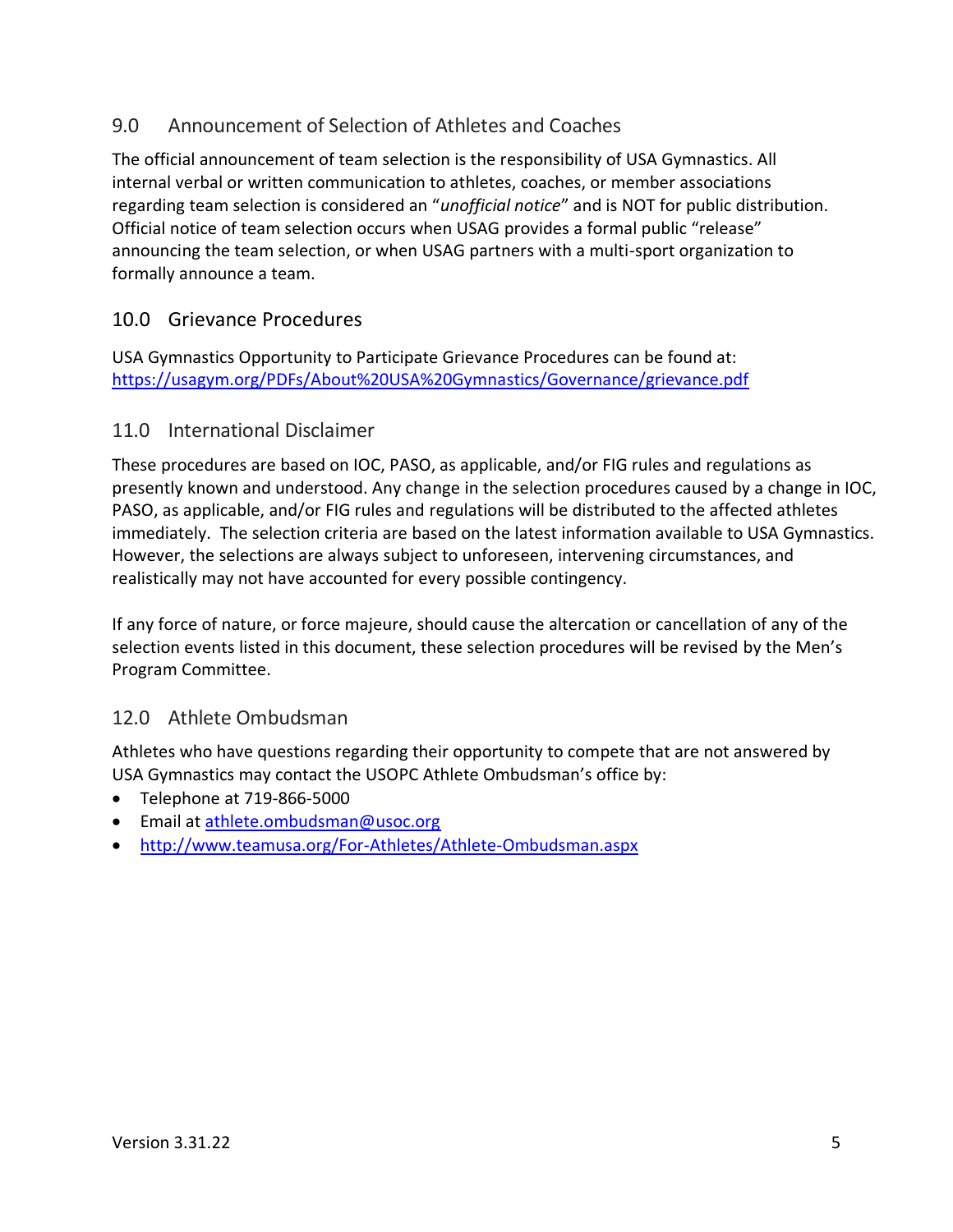## 9.0 Announcement of Selection of Athletes and Coaches

The official announcement of team selection is the responsibility of USA Gymnastics. All internal verbal or written communication to athletes, coaches, or member associations regarding team selection is considered an "*unofficial notice*" and is NOT for public distribution. Official notice of team selection occurs when USAG provides a formal public "release" announcing the team selection, or when USAG partners with a multi-sport organization to formally announce a team.

## 10.0 Grievance Procedures

USA Gymnastics Opportunity to Participate Grievance Procedures can be found at: [https://usagym.org/PDFs/About%20USA%20Gymnastics/Governance/grievance.pdf](https://usagym.org/PDFs/About%20USA%20Gymnastics/Governance/grievance.pdf)

## 11.0 International Disclaimer

These procedures are based on IOC, PASO, as applicable, and/or FIG rules and regulations as presently known and understood. Any change in the selection procedures caused by a change in IOC, PASO, as applicable, and/or FIG rules and regulations will be distributed to the affected athletes immediately. The selection criteria are based on the latest information available to USA Gymnastics. However, the selections are always subject to unforeseen, intervening circumstances, and realistically may not have accounted for every possible contingency.

If any force of nature, or force majeure, should cause the altercation or cancellation of any of the selection events listed in this document, these selection procedures will be revised by the Men's Program Committee.

## 12.0 Athlete Ombudsman

Athletes who have questions regarding their opportunity to compete that are not answered by USA Gymnastics may contact the USOPC Athlete Ombudsman's office by:

- Telephone at 719-866-5000
- Email at [athlete.ombudsman@usoc.org](mailto:athlete.ombudsman@usoc.org)
- [http://www.teamusa.org/For-Athletes/Athlete-Ombudsman.aspx](http://www.teamusa.org/For-Athletes/Athlete-Ombudsman.aspx)

Version 3.31.22